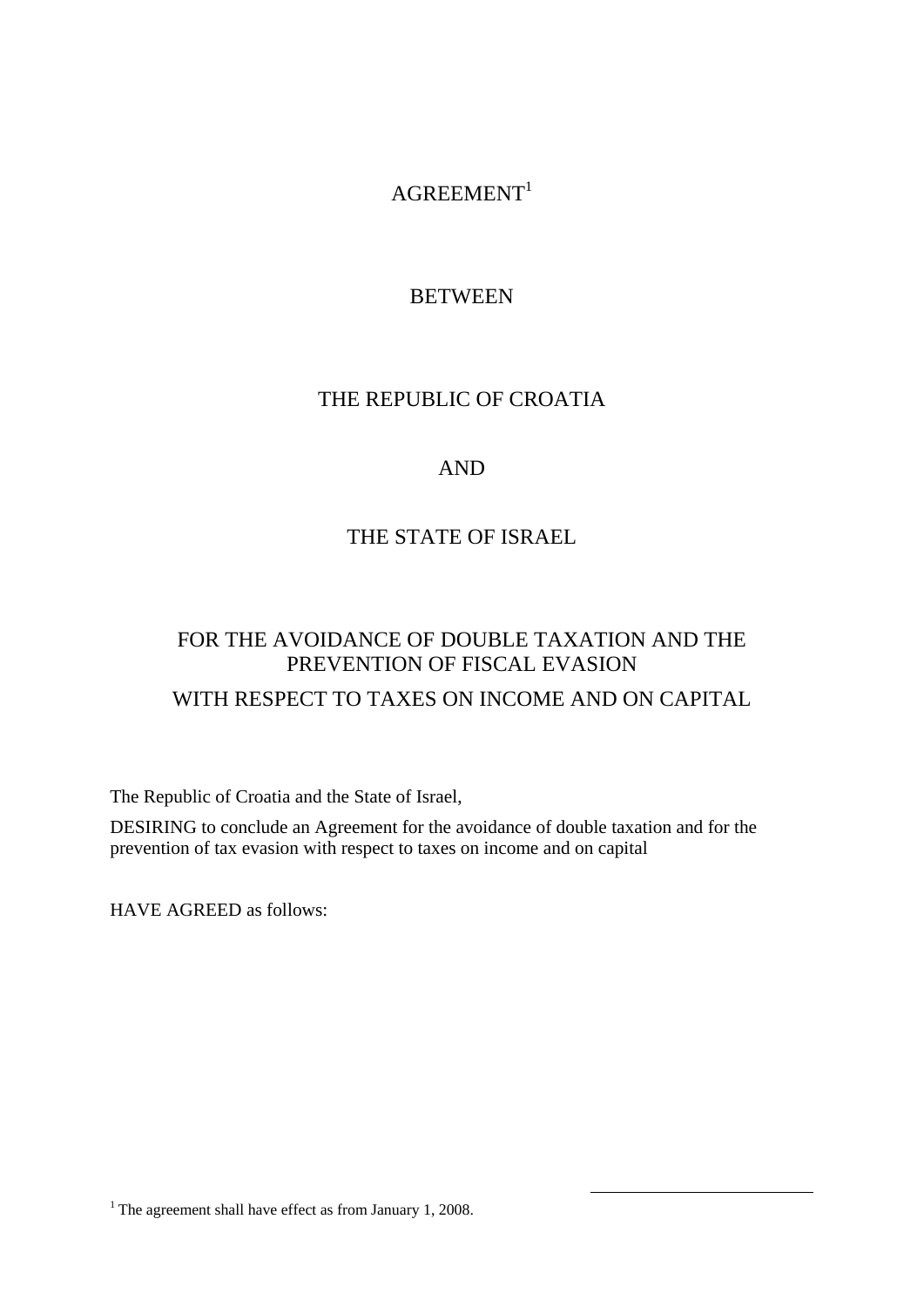# AGREEMENT[1]

# BETWEEN

# THE REPUBLIC OF CROATIA

# AND

# THE STATE OF ISRAEL

## FOR THE AVOIDANCE OF DOUBLE TAXATION AND THE PREVENTION OF FISCAL EVASION

## WITH RESPECT TO TAXES ON INCOME AND ON CAPITAL

The Republic of Croatia and the State of Israel,

DESIRING to conclude an Agreement for the avoidance of double taxation and for the prevention of tax evasion with respect to taxes on income and on capital

HAVE AGREED as follows:

[1] The agreement shall have effect as from January 1, 2008.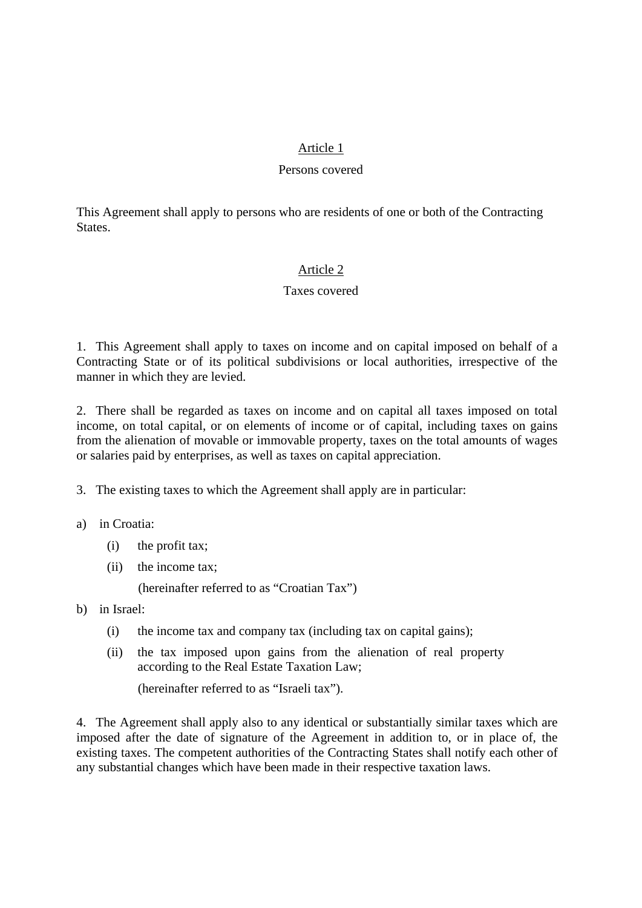## Article 1

### Persons covered

This Agreement shall apply to persons who are residents of one or both of the Contracting States.

## Article 2

### Taxes covered

1. This Agreement shall apply to taxes on income and on capital imposed on behalf of a Contracting State or of its political subdivisions or local authorities, irrespective of the manner in which they are levied.

2. There shall be regarded as taxes on income and on capital all taxes imposed on total income, on total capital, or on elements of income or of capital, including taxes on gains from the alienation of movable or immovable property, taxes on the total amounts of wages or salaries paid by enterprises, as well as taxes on capital appreciation.

3. The existing taxes to which the Agreement shall apply are in particular:

a) in Croatia:

   (i) the profit tax;

   (ii) the income tax;

   (hereinafter referred to as "Croatian Tax")

b) in Israel:

   (i) the income tax and company tax (including tax on capital gains);

   (ii) the tax imposed upon gains from the alienation of real property according to the Real Estate Taxation Law;

   (hereinafter referred to as "Israeli tax").

4. The Agreement shall apply also to any identical or substantially similar taxes which are imposed after the date of signature of the Agreement in addition to, or in place of, the existing taxes. The competent authorities of the Contracting States shall notify each other of any substantial changes which have been made in their respective taxation laws.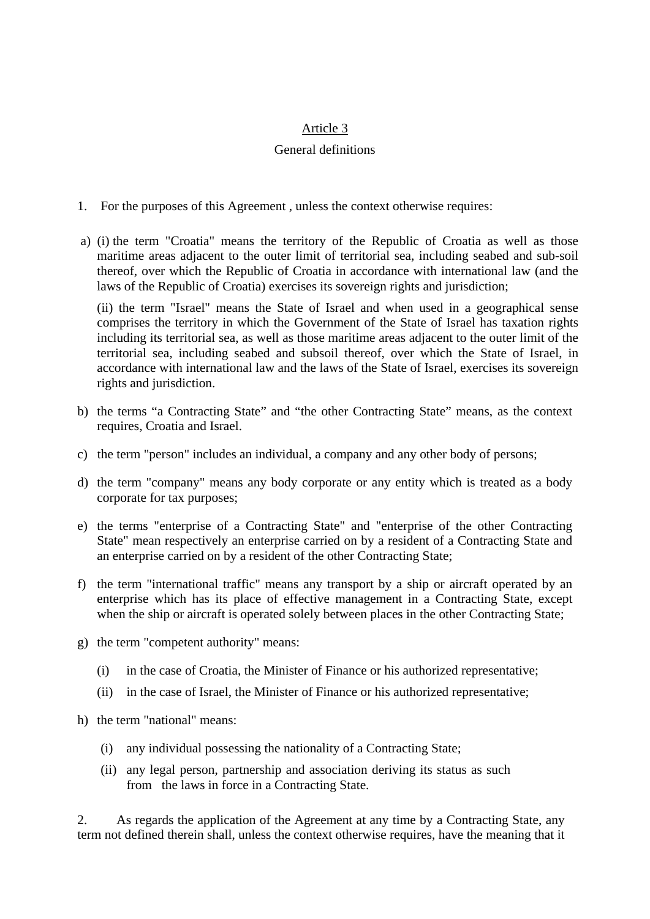Article 3

General definitions

1. For the purposes of this Agreement , unless the context otherwise requires:

a) (i) the term "Croatia" means the territory of the Republic of Croatia as well as those maritime areas adjacent to the outer limit of territorial sea, including seabed and sub-soil thereof, over which the Republic of Croatia in accordance with international law (and the laws of the Republic of Croatia) exercises its sovereign rights and jurisdiction;

   (ii) the term "Israel" means the State of Israel and when used in a geographical sense comprises the territory in which the Government of the State of Israel has taxation rights including its territorial sea, as well as those maritime areas adjacent to the outer limit of the territorial sea, including seabed and subsoil thereof, over which the State of Israel, in accordance with international law and the laws of the State of Israel, exercises its sovereign rights and jurisdiction.

b) the terms "a Contracting State" and "the other Contracting State" means, as the context requires, Croatia and Israel.

c) the term "person" includes an individual, a company and any other body of persons;

d) the term "company" means any body corporate or any entity which is treated as a body corporate for tax purposes;

e) the terms "enterprise of a Contracting State" and "enterprise of the other Contracting State" mean respectively an enterprise carried on by a resident of a Contracting State and an enterprise carried on by a resident of the other Contracting State;

f) the term "international traffic" means any transport by a ship or aircraft operated by an enterprise which has its place of effective management in a Contracting State, except when the ship or aircraft is operated solely between places in the other Contracting State;

g) the term "competent authority" means:

   (i) in the case of Croatia, the Minister of Finance or his authorized representative;

   (ii) in the case of Israel, the Minister of Finance or his authorized representative;

h) the term "national" means:

   (i) any individual possessing the nationality of a Contracting State;

   (ii) any legal person, partnership and association deriving its status as such from the laws in force in a Contracting State.

2. As regards the application of the Agreement at any time by a Contracting State, any term not defined therein shall, unless the context otherwise requires, have the meaning that it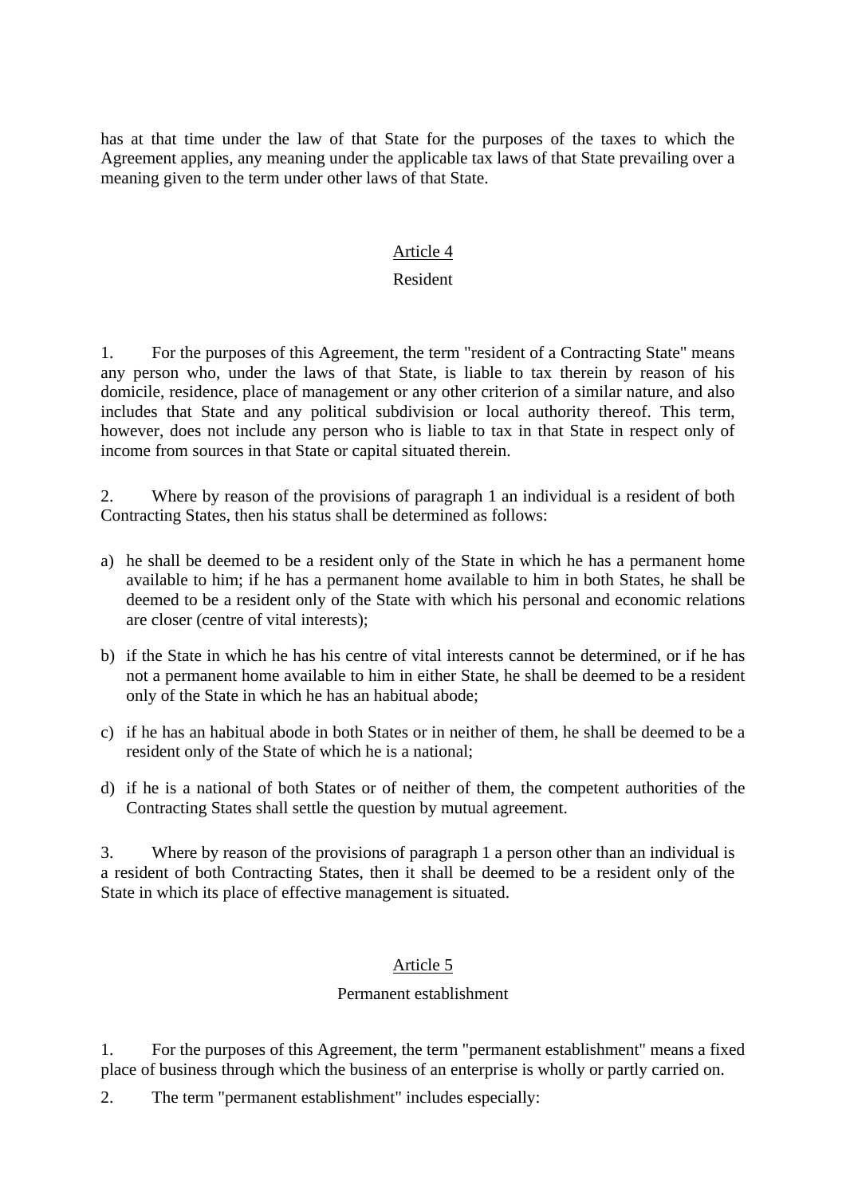has at that time under the law of that State for the purposes of the taxes to which the Agreement applies, any meaning under the applicable tax laws of that State prevailing over a meaning given to the term under other laws of that State.

## Article 4

### Resident

1. For the purposes of this Agreement, the term "resident of a Contracting State" means any person who, under the laws of that State, is liable to tax therein by reason of his domicile, residence, place of management or any other criterion of a similar nature, and also includes that State and any political subdivision or local authority thereof. This term, however, does not include any person who is liable to tax in that State in respect only of income from sources in that State or capital situated therein.

2. Where by reason of the provisions of paragraph 1 an individual is a resident of both Contracting States, then his status shall be determined as follows:

a) he shall be deemed to be a resident only of the State in which he has a permanent home available to him; if he has a permanent home available to him in both States, he shall be deemed to be a resident only of the State with which his personal and economic relations are closer (centre of vital interests);

b) if the State in which he has his centre of vital interests cannot be determined, or if he has not a permanent home available to him in either State, he shall be deemed to be a resident only of the State in which he has an habitual abode;

c) if he has an habitual abode in both States or in neither of them, he shall be deemed to be a resident only of the State of which he is a national;

d) if he is a national of both States or of neither of them, the competent authorities of the Contracting States shall settle the question by mutual agreement.

3. Where by reason of the provisions of paragraph 1 a person other than an individual is a resident of both Contracting States, then it shall be deemed to be a resident only of the State in which its place of effective management is situated.

## Article 5

### Permanent establishment

1. For the purposes of this Agreement, the term "permanent establishment" means a fixed place of business through which the business of an enterprise is wholly or partly carried on.

2. The term "permanent establishment" includes especially: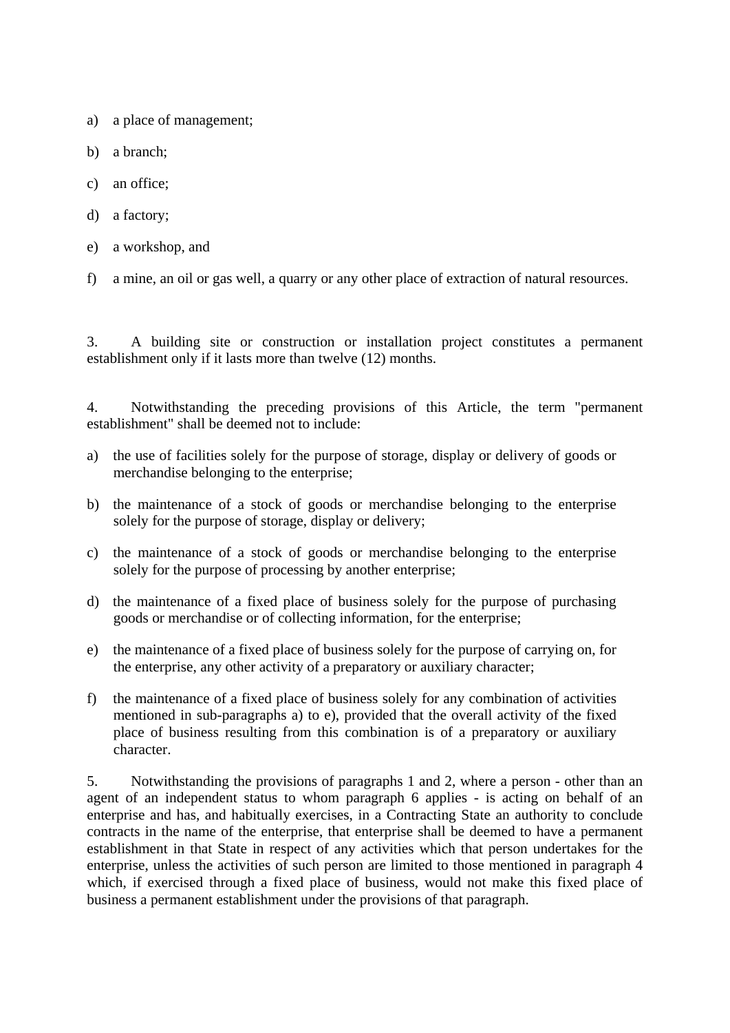a) a place of management;

b) a branch;

c) an office;

d) a factory;

e) a workshop, and

f) a mine, an oil or gas well, a quarry or any other place of extraction of natural resources.

3. A building site or construction or installation project constitutes a permanent establishment only if it lasts more than twelve (12) months.

4. Notwithstanding the preceding provisions of this Article, the term "permanent establishment" shall be deemed not to include:

a) the use of facilities solely for the purpose of storage, display or delivery of goods or merchandise belonging to the enterprise;

b) the maintenance of a stock of goods or merchandise belonging to the enterprise solely for the purpose of storage, display or delivery;

c) the maintenance of a stock of goods or merchandise belonging to the enterprise solely for the purpose of processing by another enterprise;

d) the maintenance of a fixed place of business solely for the purpose of purchasing goods or merchandise or of collecting information, for the enterprise;

e) the maintenance of a fixed place of business solely for the purpose of carrying on, for the enterprise, any other activity of a preparatory or auxiliary character;

f) the maintenance of a fixed place of business solely for any combination of activities mentioned in sub-paragraphs a) to e), provided that the overall activity of the fixed place of business resulting from this combination is of a preparatory or auxiliary character.

5. Notwithstanding the provisions of paragraphs 1 and 2, where a person - other than an agent of an independent status to whom paragraph 6 applies - is acting on behalf of an enterprise and has, and habitually exercises, in a Contracting State an authority to conclude contracts in the name of the enterprise, that enterprise shall be deemed to have a permanent establishment in that State in respect of any activities which that person undertakes for the enterprise, unless the activities of such person are limited to those mentioned in paragraph 4 which, if exercised through a fixed place of business, would not make this fixed place of business a permanent establishment under the provisions of that paragraph.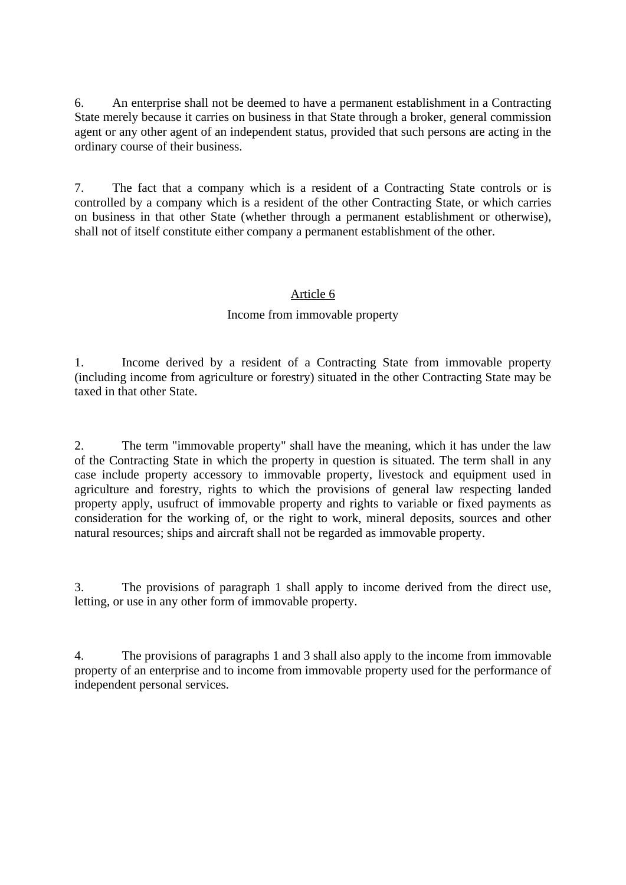6. An enterprise shall not be deemed to have a permanent establishment in a Contracting State merely because it carries on business in that State through a broker, general commission agent or any other agent of an independent status, provided that such persons are acting in the ordinary course of their business.

7. The fact that a company which is a resident of a Contracting State controls or is controlled by a company which is a resident of the other Contracting State, or which carries on business in that other State (whether through a permanent establishment or otherwise), shall not of itself constitute either company a permanent establishment of the other.

## Article 6

### Income from immovable property

1. Income derived by a resident of a Contracting State from immovable property (including income from agriculture or forestry) situated in the other Contracting State may be taxed in that other State.

2. The term "immovable property" shall have the meaning, which it has under the law of the Contracting State in which the property in question is situated. The term shall in any case include property accessory to immovable property, livestock and equipment used in agriculture and forestry, rights to which the provisions of general law respecting landed property apply, usufruct of immovable property and rights to variable or fixed payments as consideration for the working of, or the right to work, mineral deposits, sources and other natural resources; ships and aircraft shall not be regarded as immovable property.

3. The provisions of paragraph 1 shall apply to income derived from the direct use, letting, or use in any other form of immovable property.

4. The provisions of paragraphs 1 and 3 shall also apply to the income from immovable property of an enterprise and to income from immovable property used for the performance of independent personal services.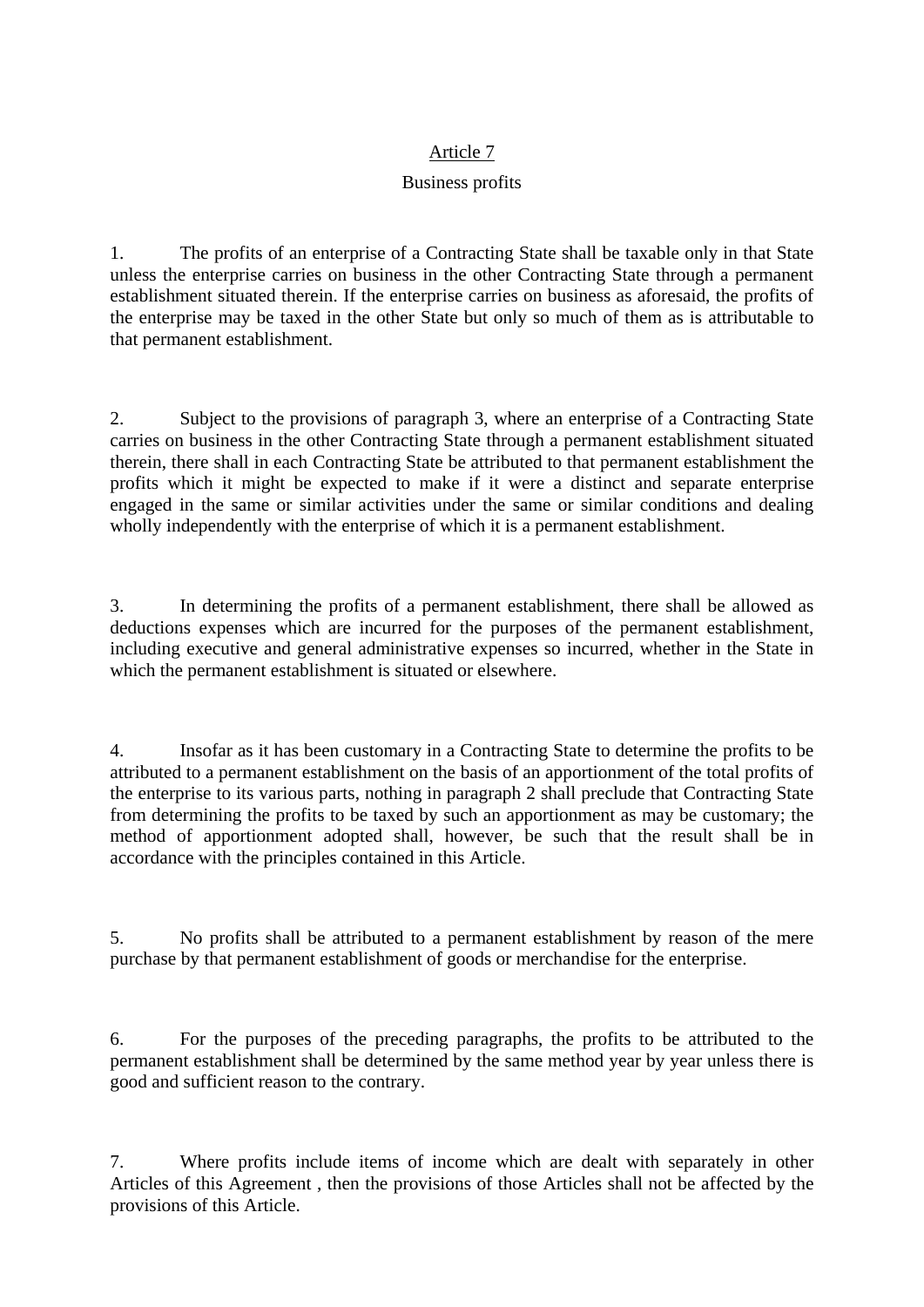## Article 7

### Business profits

1. The profits of an enterprise of a Contracting State shall be taxable only in that State unless the enterprise carries on business in the other Contracting State through a permanent establishment situated therein. If the enterprise carries on business as aforesaid, the profits of the enterprise may be taxed in the other State but only so much of them as is attributable to that permanent establishment.

2. Subject to the provisions of paragraph 3, where an enterprise of a Contracting State carries on business in the other Contracting State through a permanent establishment situated therein, there shall in each Contracting State be attributed to that permanent establishment the profits which it might be expected to make if it were a distinct and separate enterprise engaged in the same or similar activities under the same or similar conditions and dealing wholly independently with the enterprise of which it is a permanent establishment.

3. In determining the profits of a permanent establishment, there shall be allowed as deductions expenses which are incurred for the purposes of the permanent establishment, including executive and general administrative expenses so incurred, whether in the State in which the permanent establishment is situated or elsewhere.

4. Insofar as it has been customary in a Contracting State to determine the profits to be attributed to a permanent establishment on the basis of an apportionment of the total profits of the enterprise to its various parts, nothing in paragraph 2 shall preclude that Contracting State from determining the profits to be taxed by such an apportionment as may be customary; the method of apportionment adopted shall, however, be such that the result shall be in accordance with the principles contained in this Article.

5. No profits shall be attributed to a permanent establishment by reason of the mere purchase by that permanent establishment of goods or merchandise for the enterprise.

6. For the purposes of the preceding paragraphs, the profits to be attributed to the permanent establishment shall be determined by the same method year by year unless there is good and sufficient reason to the contrary.

7. Where profits include items of income which are dealt with separately in other Articles of this Agreement , then the provisions of those Articles shall not be affected by the provisions of this Article.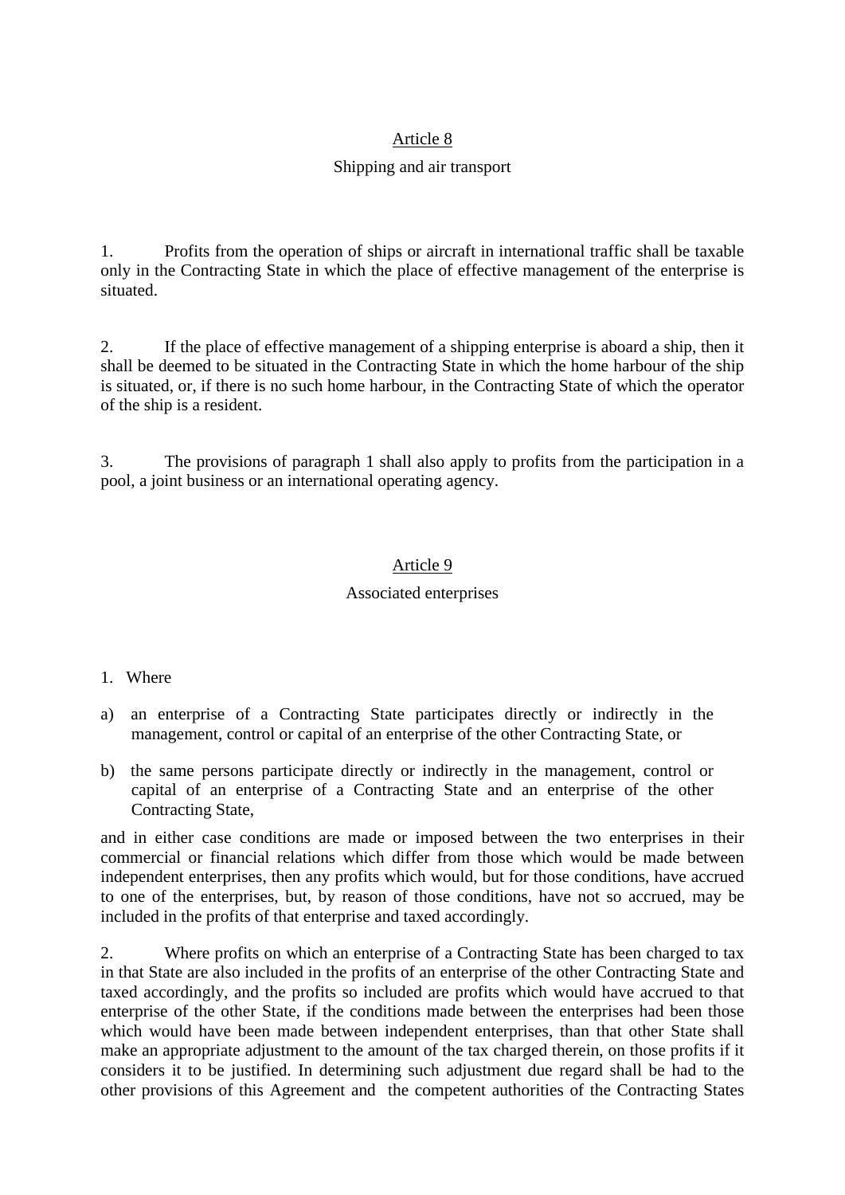## Article 8

### Shipping and air transport

1. Profits from the operation of ships or aircraft in international traffic shall be taxable only in the Contracting State in which the place of effective management of the enterprise is situated.

2. If the place of effective management of a shipping enterprise is aboard a ship, then it shall be deemed to be situated in the Contracting State in which the home harbour of the ship is situated, or, if there is no such home harbour, in the Contracting State of which the operator of the ship is a resident.

3. The provisions of paragraph 1 shall also apply to profits from the participation in a pool, a joint business or an international operating agency.

## Article 9

### Associated enterprises

1. Where

a) an enterprise of a Contracting State participates directly or indirectly in the management, control or capital of an enterprise of the other Contracting State, or

b) the same persons participate directly or indirectly in the management, control or capital of an enterprise of a Contracting State and an enterprise of the other Contracting State,

and in either case conditions are made or imposed between the two enterprises in their commercial or financial relations which differ from those which would be made between independent enterprises, then any profits which would, but for those conditions, have accrued to one of the enterprises, but, by reason of those conditions, have not so accrued, may be included in the profits of that enterprise and taxed accordingly.

2. Where profits on which an enterprise of a Contracting State has been charged to tax in that State are also included in the profits of an enterprise of the other Contracting State and taxed accordingly, and the profits so included are profits which would have accrued to that enterprise of the other State, if the conditions made between the enterprises had been those which would have been made between independent enterprises, than that other State shall make an appropriate adjustment to the amount of the tax charged therein, on those profits if it considers it to be justified. In determining such adjustment due regard shall be had to the other provisions of this Agreement and the competent authorities of the Contracting States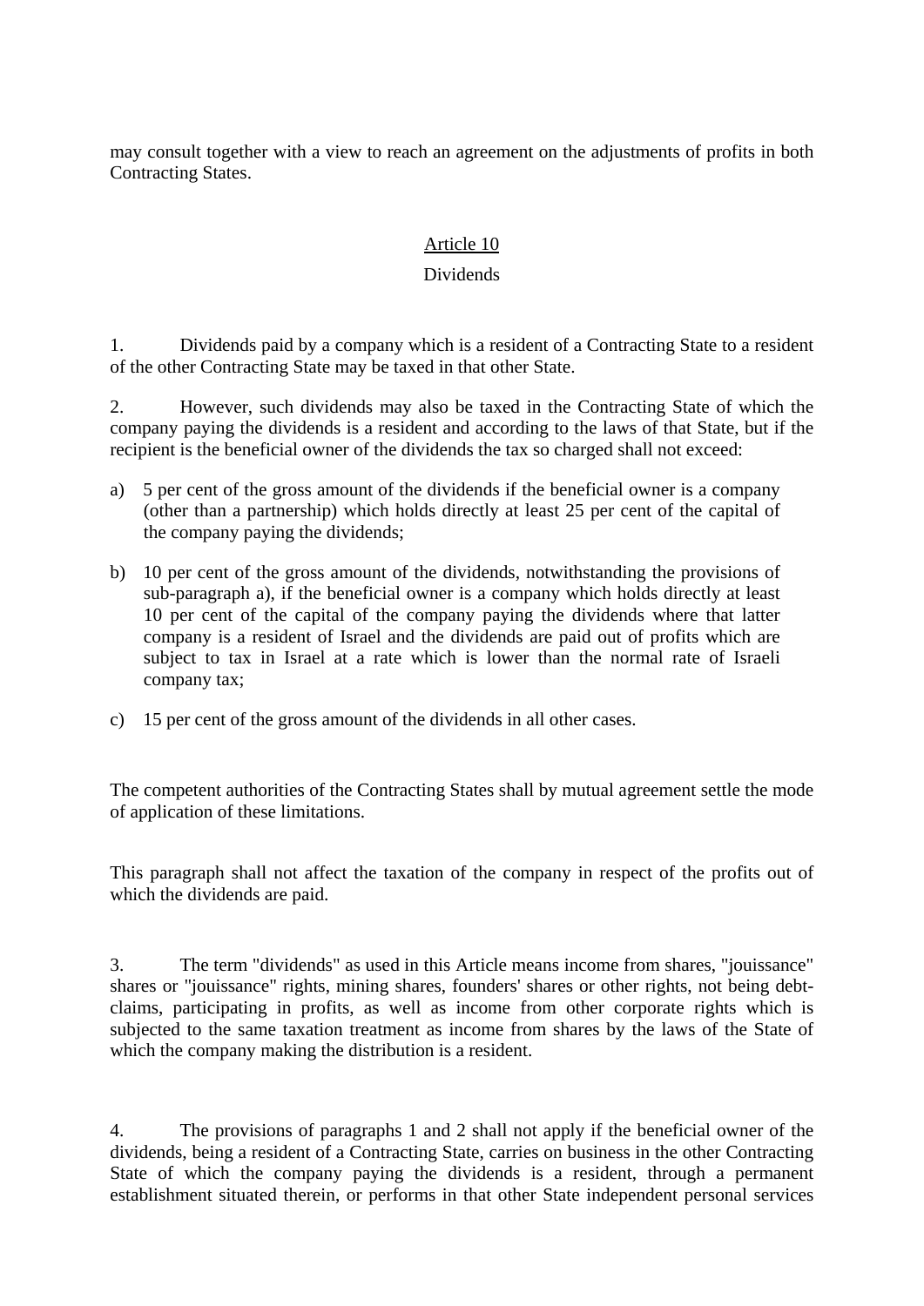may consult together with a view to reach an agreement on the adjustments of profits in both Contracting States.

## Article 10

### Dividends

1. Dividends paid by a company which is a resident of a Contracting State to a resident of the other Contracting State may be taxed in that other State.

2. However, such dividends may also be taxed in the Contracting State of which the company paying the dividends is a resident and according to the laws of that State, but if the recipient is the beneficial owner of the dividends the tax so charged shall not exceed:

a) 5 per cent of the gross amount of the dividends if the beneficial owner is a company (other than a partnership) which holds directly at least 25 per cent of the capital of the company paying the dividends;

b) 10 per cent of the gross amount of the dividends, notwithstanding the provisions of sub-paragraph a), if the beneficial owner is a company which holds directly at least 10 per cent of the capital of the company paying the dividends where that latter company is a resident of Israel and the dividends are paid out of profits which are subject to tax in Israel at a rate which is lower than the normal rate of Israeli company tax;

c) 15 per cent of the gross amount of the dividends in all other cases.

The competent authorities of the Contracting States shall by mutual agreement settle the mode of application of these limitations.

This paragraph shall not affect the taxation of the company in respect of the profits out of which the dividends are paid.

3. The term "dividends" as used in this Article means income from shares, "jouissance" shares or "jouissance" rights, mining shares, founders' shares or other rights, not being debt-claims, participating in profits, as well as income from other corporate rights which is subjected to the same taxation treatment as income from shares by the laws of the State of which the company making the distribution is a resident.

4. The provisions of paragraphs 1 and 2 shall not apply if the beneficial owner of the dividends, being a resident of a Contracting State, carries on business in the other Contracting State of which the company paying the dividends is a resident, through a permanent establishment situated therein, or performs in that other State independent personal services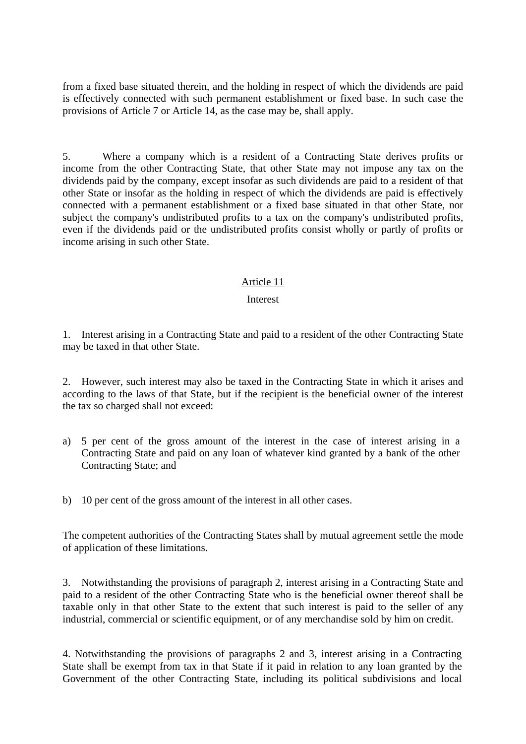from a fixed base situated therein, and the holding in respect of which the dividends are paid is effectively connected with such permanent establishment or fixed base. In such case the provisions of Article 7 or Article 14, as the case may be, shall apply.

5. Where a company which is a resident of a Contracting State derives profits or income from the other Contracting State, that other State may not impose any tax on the dividends paid by the company, except insofar as such dividends are paid to a resident of that other State or insofar as the holding in respect of which the dividends are paid is effectively connected with a permanent establishment or a fixed base situated in that other State, nor subject the company's undistributed profits to a tax on the company's undistributed profits, even if the dividends paid or the undistributed profits consist wholly or partly of profits or income arising in such other State.

## Article 11

### Interest

1. Interest arising in a Contracting State and paid to a resident of the other Contracting State may be taxed in that other State.

2. However, such interest may also be taxed in the Contracting State in which it arises and according to the laws of that State, but if the recipient is the beneficial owner of the interest the tax so charged shall not exceed:

a) 5 per cent of the gross amount of the interest in the case of interest arising in a Contracting State and paid on any loan of whatever kind granted by a bank of the other Contracting State; and

b) 10 per cent of the gross amount of the interest in all other cases.

The competent authorities of the Contracting States shall by mutual agreement settle the mode of application of these limitations.

3. Notwithstanding the provisions of paragraph 2, interest arising in a Contracting State and paid to a resident of the other Contracting State who is the beneficial owner thereof shall be taxable only in that other State to the extent that such interest is paid to the seller of any industrial, commercial or scientific equipment, or of any merchandise sold by him on credit.

4. Notwithstanding the provisions of paragraphs 2 and 3, interest arising in a Contracting State shall be exempt from tax in that State if it paid in relation to any loan granted by the Government of the other Contracting State, including its political subdivisions and local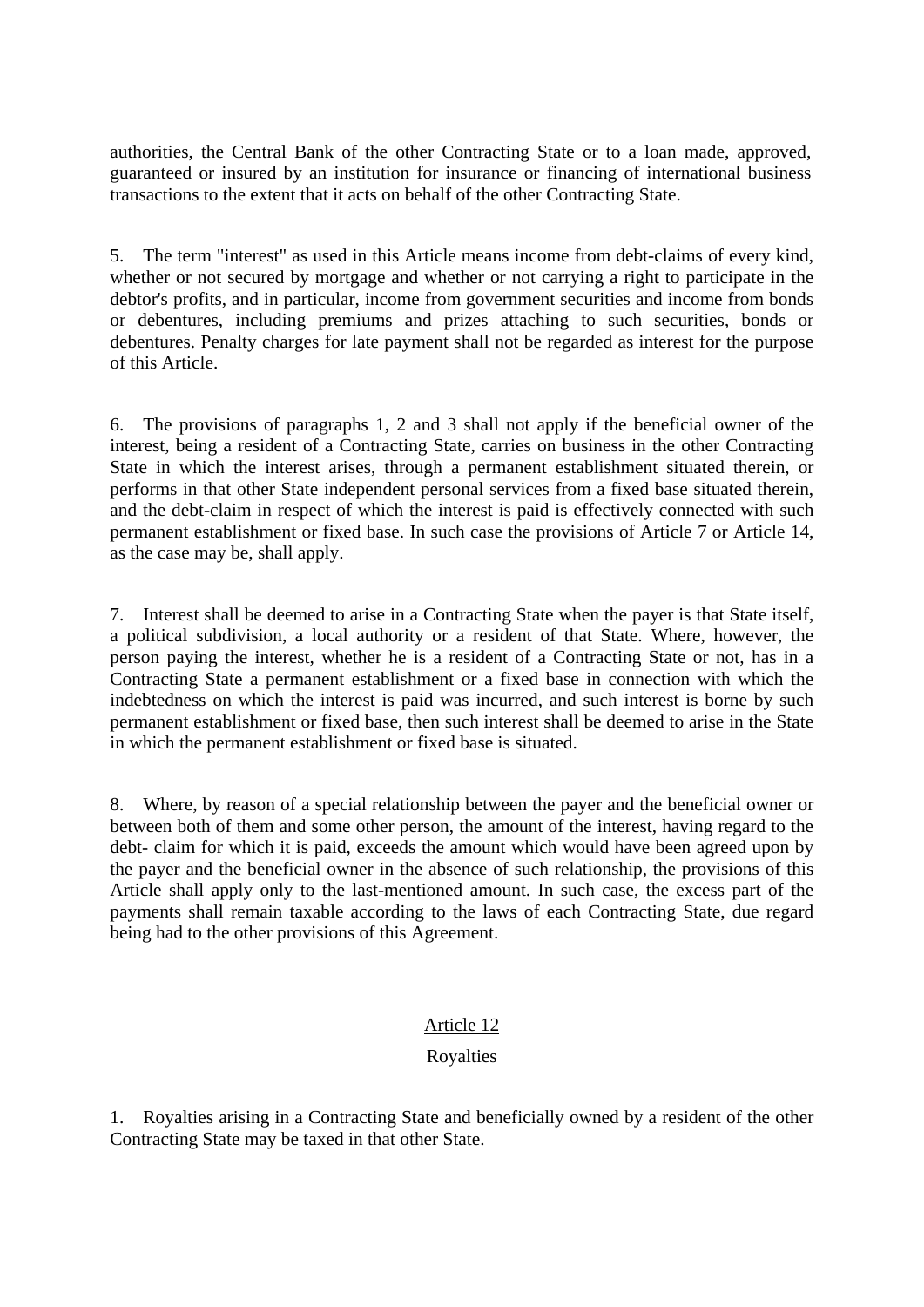authorities, the Central Bank of the other Contracting State or to a loan made, approved, guaranteed or insured by an institution for insurance or financing of international business transactions to the extent that it acts on behalf of the other Contracting State.

5. The term "interest" as used in this Article means income from debt-claims of every kind, whether or not secured by mortgage and whether or not carrying a right to participate in the debtor's profits, and in particular, income from government securities and income from bonds or debentures, including premiums and prizes attaching to such securities, bonds or debentures. Penalty charges for late payment shall not be regarded as interest for the purpose of this Article.

6. The provisions of paragraphs 1, 2 and 3 shall not apply if the beneficial owner of the interest, being a resident of a Contracting State, carries on business in the other Contracting State in which the interest arises, through a permanent establishment situated therein, or performs in that other State independent personal services from a fixed base situated therein, and the debt-claim in respect of which the interest is paid is effectively connected with such permanent establishment or fixed base. In such case the provisions of Article 7 or Article 14, as the case may be, shall apply.

7. Interest shall be deemed to arise in a Contracting State when the payer is that State itself, a political subdivision, a local authority or a resident of that State. Where, however, the person paying the interest, whether he is a resident of a Contracting State or not, has in a Contracting State a permanent establishment or a fixed base in connection with which the indebtedness on which the interest is paid was incurred, and such interest is borne by such permanent establishment or fixed base, then such interest shall be deemed to arise in the State in which the permanent establishment or fixed base is situated.

8. Where, by reason of a special relationship between the payer and the beneficial owner or between both of them and some other person, the amount of the interest, having regard to the debt- claim for which it is paid, exceeds the amount which would have been agreed upon by the payer and the beneficial owner in the absence of such relationship, the provisions of this Article shall apply only to the last-mentioned amount. In such case, the excess part of the payments shall remain taxable according to the laws of each Contracting State, due regard being had to the other provisions of this Agreement.

## Article 12

### Royalties

1. Royalties arising in a Contracting State and beneficially owned by a resident of the other Contracting State may be taxed in that other State.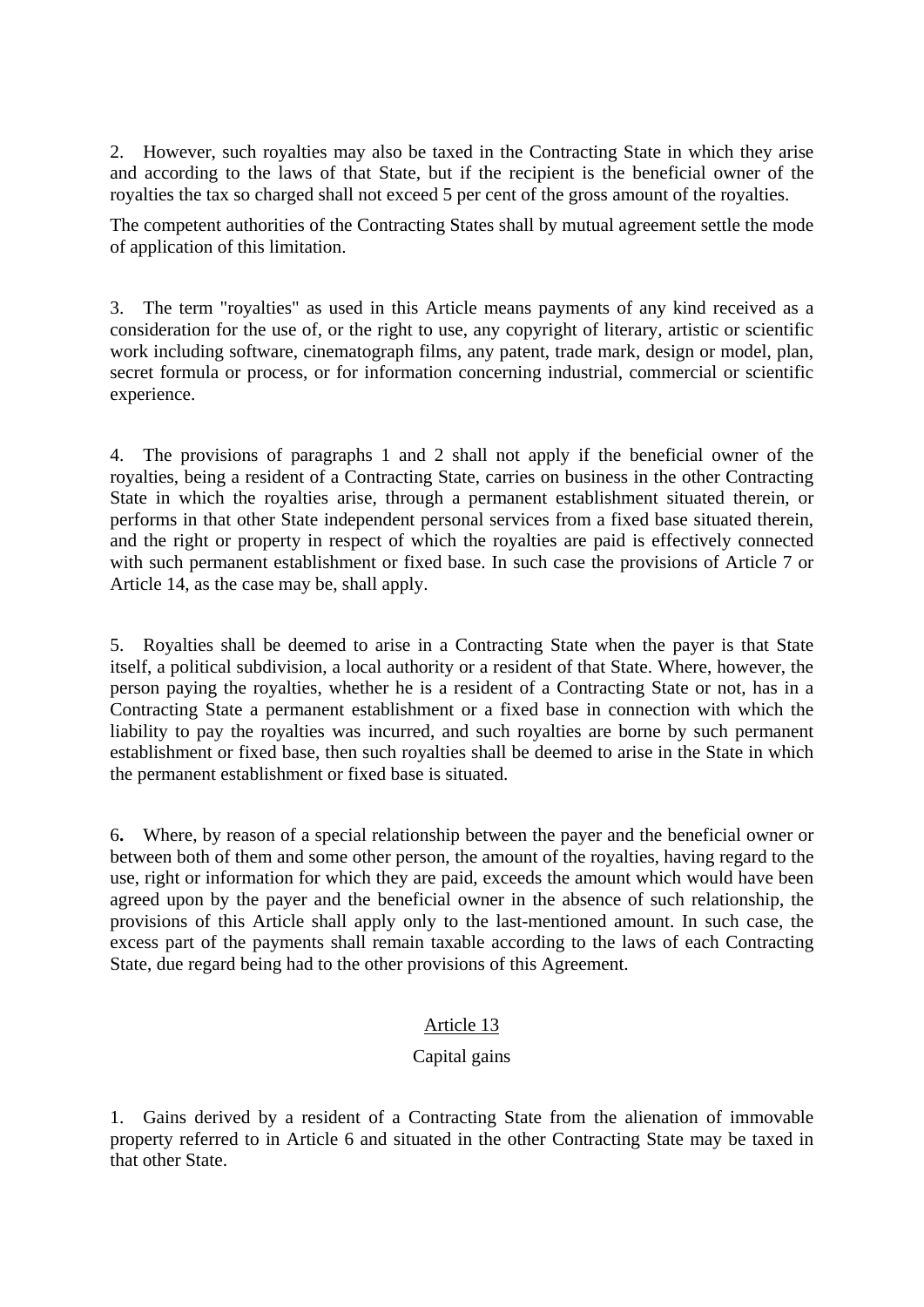2. However, such royalties may also be taxed in the Contracting State in which they arise and according to the laws of that State, but if the recipient is the beneficial owner of the royalties the tax so charged shall not exceed 5 per cent of the gross amount of the royalties.

The competent authorities of the Contracting States shall by mutual agreement settle the mode of application of this limitation.

3. The term "royalties" as used in this Article means payments of any kind received as a consideration for the use of, or the right to use, any copyright of literary, artistic or scientific work including software, cinematograph films, any patent, trade mark, design or model, plan, secret formula or process, or for information concerning industrial, commercial or scientific experience.

4. The provisions of paragraphs 1 and 2 shall not apply if the beneficial owner of the royalties, being a resident of a Contracting State, carries on business in the other Contracting State in which the royalties arise, through a permanent establishment situated therein, or performs in that other State independent personal services from a fixed base situated therein, and the right or property in respect of which the royalties are paid is effectively connected with such permanent establishment or fixed base. In such case the provisions of Article 7 or Article 14, as the case may be, shall apply.

5. Royalties shall be deemed to arise in a Contracting State when the payer is that State itself, a political subdivision, a local authority or a resident of that State. Where, however, the person paying the royalties, whether he is a resident of a Contracting State or not, has in a Contracting State a permanent establishment or a fixed base in connection with which the liability to pay the royalties was incurred, and such royalties are borne by such permanent establishment or fixed base, then such royalties shall be deemed to arise in the State in which the permanent establishment or fixed base is situated.

6**.** Where, by reason of a special relationship between the payer and the beneficial owner or between both of them and some other person, the amount of the royalties, having regard to the use, right or information for which they are paid, exceeds the amount which would have been agreed upon by the payer and the beneficial owner in the absence of such relationship, the provisions of this Article shall apply only to the last-mentioned amount. In such case, the excess part of the payments shall remain taxable according to the laws of each Contracting State, due regard being had to the other provisions of this Agreement.

## Article 13

### Capital gains

1. Gains derived by a resident of a Contracting State from the alienation of immovable property referred to in Article 6 and situated in the other Contracting State may be taxed in that other State.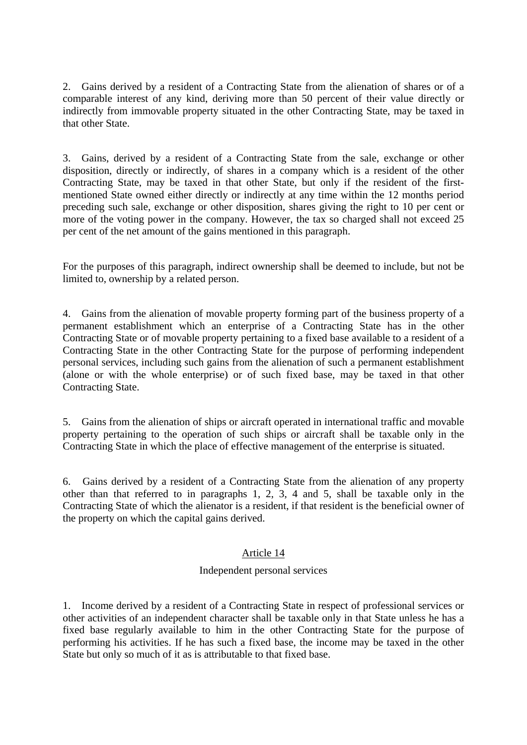2. Gains derived by a resident of a Contracting State from the alienation of shares or of a comparable interest of any kind, deriving more than 50 percent of their value directly or indirectly from immovable property situated in the other Contracting State, may be taxed in that other State.

3. Gains, derived by a resident of a Contracting State from the sale, exchange or other disposition, directly or indirectly, of shares in a company which is a resident of the other Contracting State, may be taxed in that other State, but only if the resident of the first-mentioned State owned either directly or indirectly at any time within the 12 months period preceding such sale, exchange or other disposition, shares giving the right to 10 per cent or more of the voting power in the company. However, the tax so charged shall not exceed 25 per cent of the net amount of the gains mentioned in this paragraph.

For the purposes of this paragraph, indirect ownership shall be deemed to include, but not be limited to, ownership by a related person.

4. Gains from the alienation of movable property forming part of the business property of a permanent establishment which an enterprise of a Contracting State has in the other Contracting State or of movable property pertaining to a fixed base available to a resident of a Contracting State in the other Contracting State for the purpose of performing independent personal services, including such gains from the alienation of such a permanent establishment (alone or with the whole enterprise) or of such fixed base, may be taxed in that other Contracting State.

5. Gains from the alienation of ships or aircraft operated in international traffic and movable property pertaining to the operation of such ships or aircraft shall be taxable only in the Contracting State in which the place of effective management of the enterprise is situated.

6. Gains derived by a resident of a Contracting State from the alienation of any property other than that referred to in paragraphs 1, 2, 3, 4 and 5, shall be taxable only in the Contracting State of which the alienator is a resident, if that resident is the beneficial owner of the property on which the capital gains derived.

## Article 14

### Independent personal services

1. Income derived by a resident of a Contracting State in respect of professional services or other activities of an independent character shall be taxable only in that State unless he has a fixed base regularly available to him in the other Contracting State for the purpose of performing his activities. If he has such a fixed base, the income may be taxed in the other State but only so much of it as is attributable to that fixed base.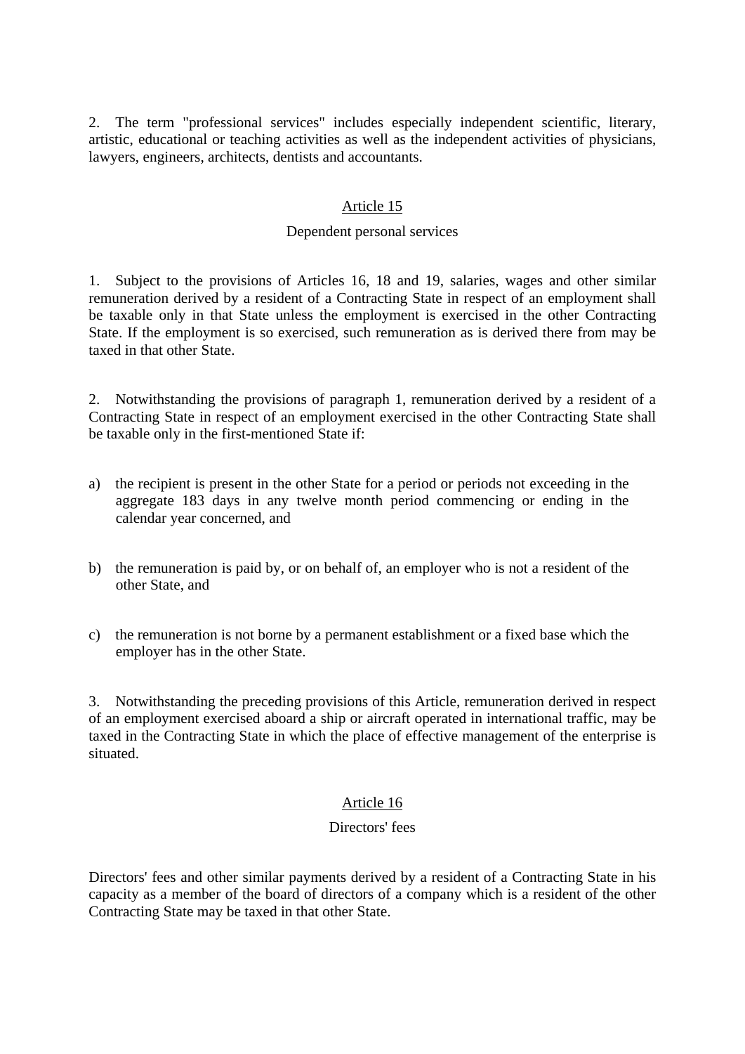2. The term "professional services" includes especially independent scientific, literary, artistic, educational or teaching activities as well as the independent activities of physicians, lawyers, engineers, architects, dentists and accountants.

## Article 15

### Dependent personal services

1. Subject to the provisions of Articles 16, 18 and 19, salaries, wages and other similar remuneration derived by a resident of a Contracting State in respect of an employment shall be taxable only in that State unless the employment is exercised in the other Contracting State. If the employment is so exercised, such remuneration as is derived there from may be taxed in that other State.

2. Notwithstanding the provisions of paragraph 1, remuneration derived by a resident of a Contracting State in respect of an employment exercised in the other Contracting State shall be taxable only in the first-mentioned State if:

a) the recipient is present in the other State for a period or periods not exceeding in the aggregate 183 days in any twelve month period commencing or ending in the calendar year concerned, and

b) the remuneration is paid by, or on behalf of, an employer who is not a resident of the other State, and

c) the remuneration is not borne by a permanent establishment or a fixed base which the employer has in the other State.

3. Notwithstanding the preceding provisions of this Article, remuneration derived in respect of an employment exercised aboard a ship or aircraft operated in international traffic, may be taxed in the Contracting State in which the place of effective management of the enterprise is situated.

## Article 16

### Directors' fees

Directors' fees and other similar payments derived by a resident of a Contracting State in his capacity as a member of the board of directors of a company which is a resident of the other Contracting State may be taxed in that other State.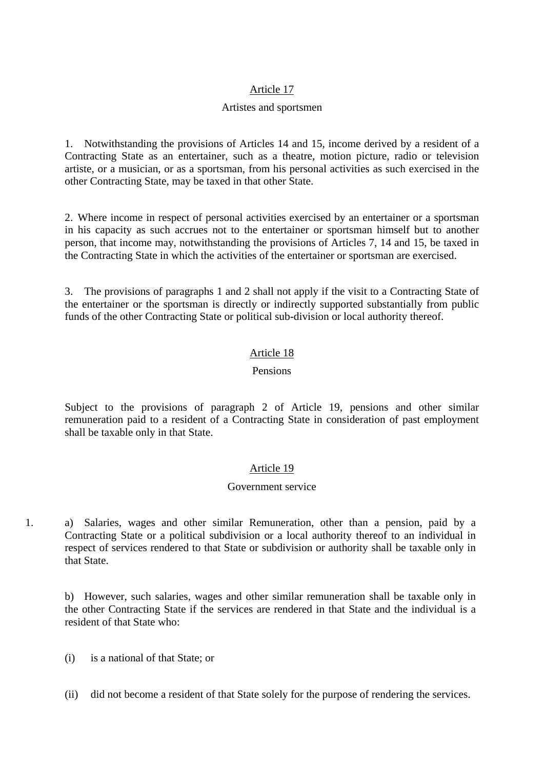## Article 17

### Artistes and sportsmen

1. Notwithstanding the provisions of Articles 14 and 15, income derived by a resident of a Contracting State as an entertainer, such as a theatre, motion picture, radio or television artiste, or a musician, or as a sportsman, from his personal activities as such exercised in the other Contracting State, may be taxed in that other State.

2. Where income in respect of personal activities exercised by an entertainer or a sportsman in his capacity as such accrues not to the entertainer or sportsman himself but to another person, that income may, notwithstanding the provisions of Articles 7, 14 and 15, be taxed in the Contracting State in which the activities of the entertainer or sportsman are exercised.

3. The provisions of paragraphs 1 and 2 shall not apply if the visit to a Contracting State of the entertainer or the sportsman is directly or indirectly supported substantially from public funds of the other Contracting State or political sub-division or local authority thereof.

## Article 18

### Pensions

Subject to the provisions of paragraph 2 of Article 19, pensions and other similar remuneration paid to a resident of a Contracting State in consideration of past employment shall be taxable only in that State.

## Article 19

### Government service

1. a) Salaries, wages and other similar Remuneration, other than a pension, paid by a Contracting State or a political subdivision or a local authority thereof to an individual in respect of services rendered to that State or subdivision or authority shall be taxable only in that State.

   b) However, such salaries, wages and other similar remuneration shall be taxable only in the other Contracting State if the services are rendered in that State and the individual is a resident of that State who:

   (i) is a national of that State; or

   (ii) did not become a resident of that State solely for the purpose of rendering the services.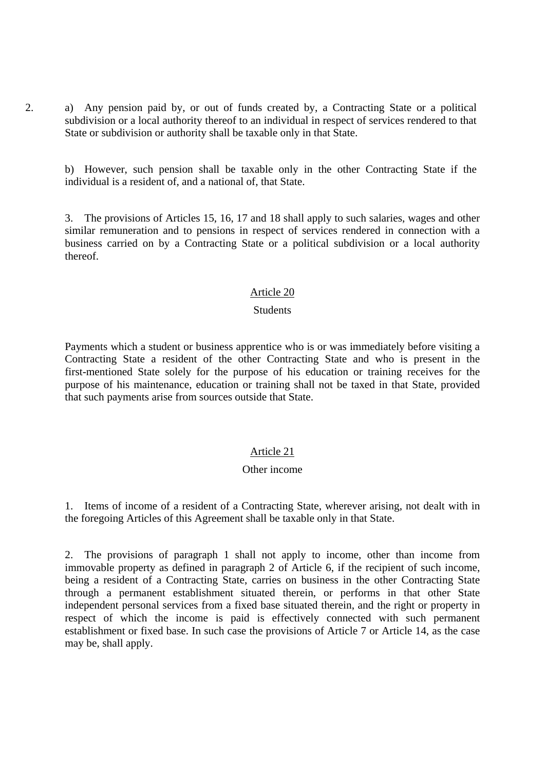2. a) Any pension paid by, or out of funds created by, a Contracting State or a political subdivision or a local authority thereof to an individual in respect of services rendered to that State or subdivision or authority shall be taxable only in that State.

b) However, such pension shall be taxable only in the other Contracting State if the individual is a resident of, and a national of, that State.

3. The provisions of Articles 15, 16, 17 and 18 shall apply to such salaries, wages and other similar remuneration and to pensions in respect of services rendered in connection with a business carried on by a Contracting State or a political subdivision or a local authority thereof.

## Article 20

### Students

Payments which a student or business apprentice who is or was immediately before visiting a Contracting State a resident of the other Contracting State and who is present in the first-mentioned State solely for the purpose of his education or training receives for the purpose of his maintenance, education or training shall not be taxed in that State, provided that such payments arise from sources outside that State.

## Article 21

### Other income

1. Items of income of a resident of a Contracting State, wherever arising, not dealt with in the foregoing Articles of this Agreement shall be taxable only in that State.

2. The provisions of paragraph 1 shall not apply to income, other than income from immovable property as defined in paragraph 2 of Article 6, if the recipient of such income, being a resident of a Contracting State, carries on business in the other Contracting State through a permanent establishment situated therein, or performs in that other State independent personal services from a fixed base situated therein, and the right or property in respect of which the income is paid is effectively connected with such permanent establishment or fixed base. In such case the provisions of Article 7 or Article 14, as the case may be, shall apply.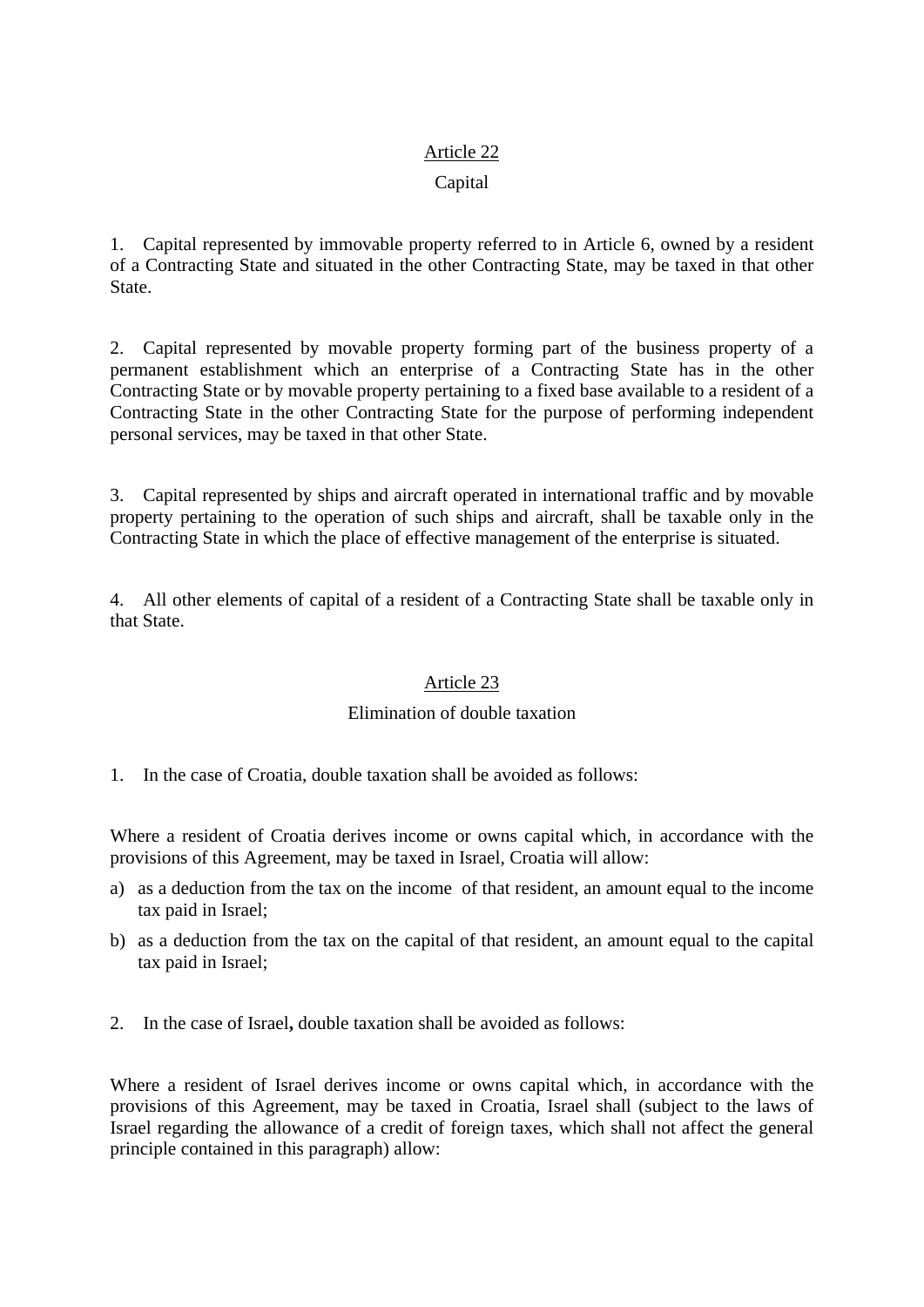## Article 22

### Capital

1. Capital represented by immovable property referred to in Article 6, owned by a resident of a Contracting State and situated in the other Contracting State, may be taxed in that other State.

2. Capital represented by movable property forming part of the business property of a permanent establishment which an enterprise of a Contracting State has in the other Contracting State or by movable property pertaining to a fixed base available to a resident of a Contracting State in the other Contracting State for the purpose of performing independent personal services, may be taxed in that other State.

3. Capital represented by ships and aircraft operated in international traffic and by movable property pertaining to the operation of such ships and aircraft, shall be taxable only in the Contracting State in which the place of effective management of the enterprise is situated.

4. All other elements of capital of a resident of a Contracting State shall be taxable only in that State.

## Article 23

### Elimination of double taxation

1. In the case of Croatia, double taxation shall be avoided as follows:

Where a resident of Croatia derives income or owns capital which, in accordance with the provisions of this Agreement, may be taxed in Israel, Croatia will allow:

a) as a deduction from the tax on the income of that resident, an amount equal to the income tax paid in Israel;
b) as a deduction from the tax on the capital of that resident, an amount equal to the capital tax paid in Israel;

2. In the case of Israel**,** double taxation shall be avoided as follows:

Where a resident of Israel derives income or owns capital which, in accordance with the provisions of this Agreement, may be taxed in Croatia, Israel shall (subject to the laws of Israel regarding the allowance of a credit of foreign taxes, which shall not affect the general principle contained in this paragraph) allow: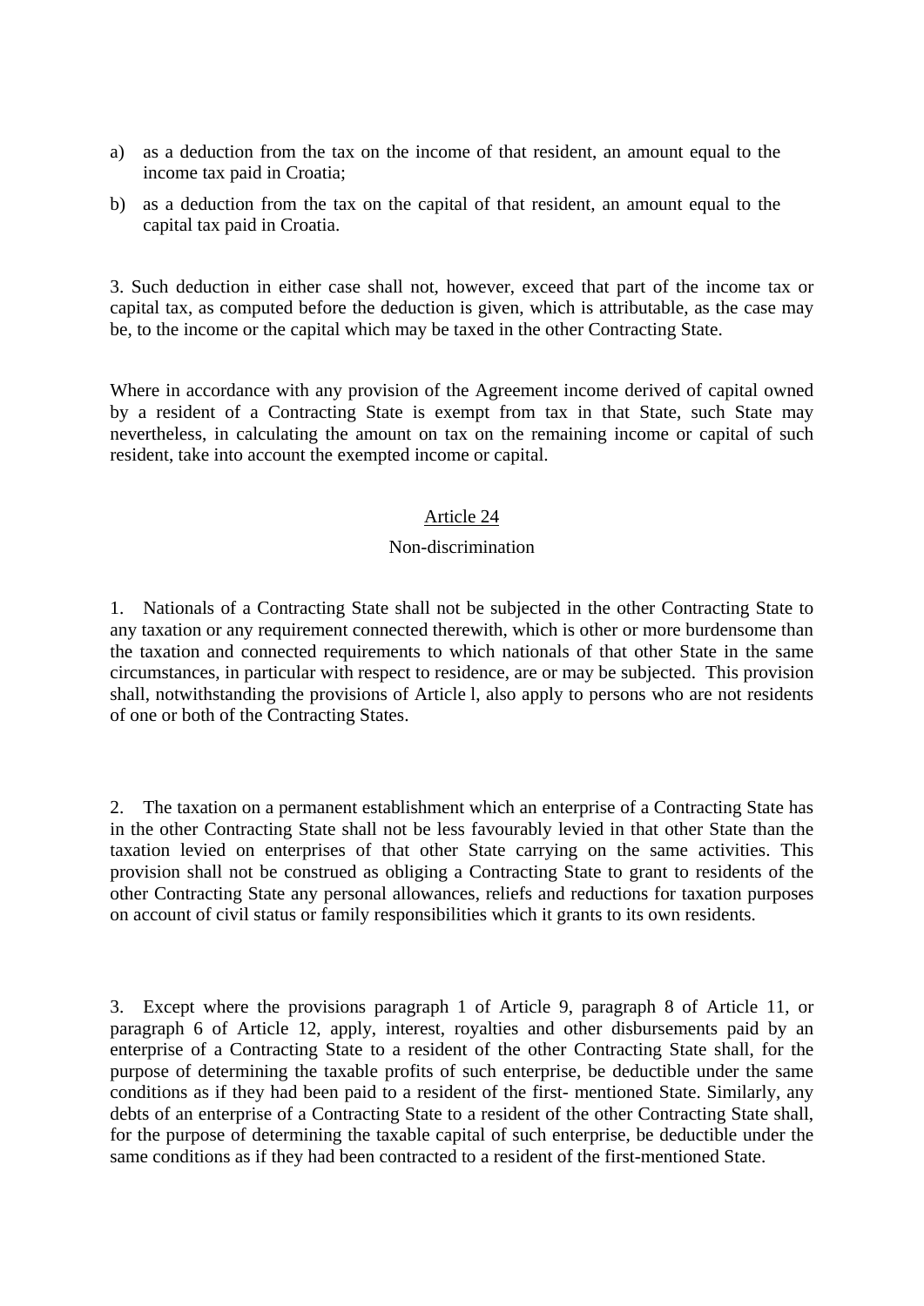a) as a deduction from the tax on the income of that resident, an amount equal to the income tax paid in Croatia;

b) as a deduction from the tax on the capital of that resident, an amount equal to the capital tax paid in Croatia.

3. Such deduction in either case shall not, however, exceed that part of the income tax or capital tax, as computed before the deduction is given, which is attributable, as the case may be, to the income or the capital which may be taxed in the other Contracting State.

Where in accordance with any provision of the Agreement income derived of capital owned by a resident of a Contracting State is exempt from tax in that State, such State may nevertheless, in calculating the amount on tax on the remaining income or capital of such resident, take into account the exempted income or capital.

## Article 24

### Non-discrimination

1. Nationals of a Contracting State shall not be subjected in the other Contracting State to any taxation or any requirement connected therewith, which is other or more burdensome than the taxation and connected requirements to which nationals of that other State in the same circumstances, in particular with respect to residence, are or may be subjected. This provision shall, notwithstanding the provisions of Article l, also apply to persons who are not residents of one or both of the Contracting States.

2. The taxation on a permanent establishment which an enterprise of a Contracting State has in the other Contracting State shall not be less favourably levied in that other State than the taxation levied on enterprises of that other State carrying on the same activities. This provision shall not be construed as obliging a Contracting State to grant to residents of the other Contracting State any personal allowances, reliefs and reductions for taxation purposes on account of civil status or family responsibilities which it grants to its own residents.

3. Except where the provisions paragraph 1 of Article 9, paragraph 8 of Article 11, or paragraph 6 of Article 12, apply, interest, royalties and other disbursements paid by an enterprise of a Contracting State to a resident of the other Contracting State shall, for the purpose of determining the taxable profits of such enterprise, be deductible under the same conditions as if they had been paid to a resident of the first- mentioned State. Similarly, any debts of an enterprise of a Contracting State to a resident of the other Contracting State shall, for the purpose of determining the taxable capital of such enterprise, be deductible under the same conditions as if they had been contracted to a resident of the first-mentioned State.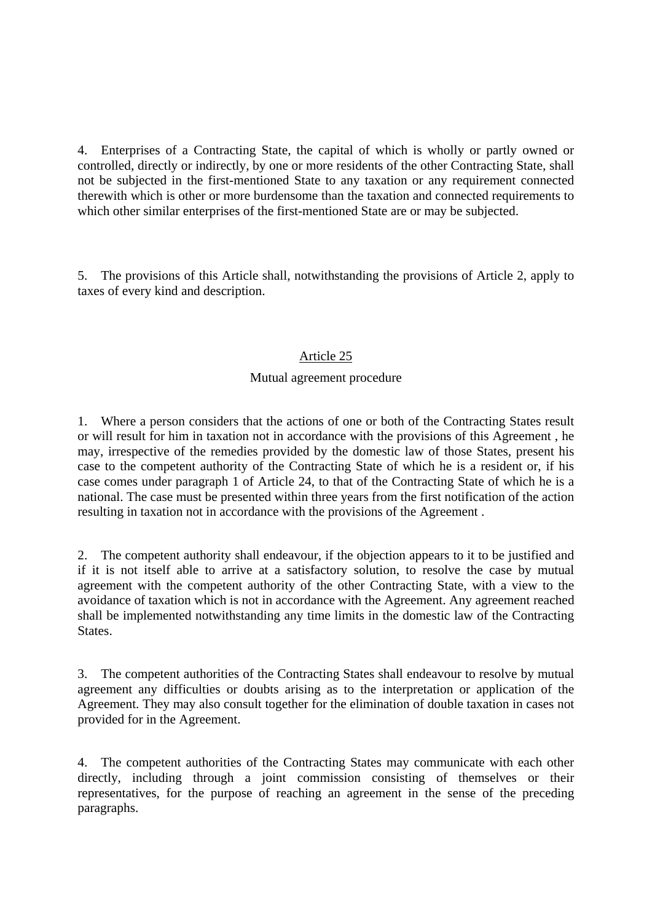4. Enterprises of a Contracting State, the capital of which is wholly or partly owned or controlled, directly or indirectly, by one or more residents of the other Contracting State, shall not be subjected in the first-mentioned State to any taxation or any requirement connected therewith which is other or more burdensome than the taxation and connected requirements to which other similar enterprises of the first-mentioned State are or may be subjected.

5. The provisions of this Article shall, notwithstanding the provisions of Article 2, apply to taxes of every kind and description.

## Article 25

### Mutual agreement procedure

1. Where a person considers that the actions of one or both of the Contracting States result or will result for him in taxation not in accordance with the provisions of this Agreement , he may, irrespective of the remedies provided by the domestic law of those States, present his case to the competent authority of the Contracting State of which he is a resident or, if his case comes under paragraph 1 of Article 24, to that of the Contracting State of which he is a national. The case must be presented within three years from the first notification of the action resulting in taxation not in accordance with the provisions of the Agreement .

2. The competent authority shall endeavour, if the objection appears to it to be justified and if it is not itself able to arrive at a satisfactory solution, to resolve the case by mutual agreement with the competent authority of the other Contracting State, with a view to the avoidance of taxation which is not in accordance with the Agreement. Any agreement reached shall be implemented notwithstanding any time limits in the domestic law of the Contracting States.

3. The competent authorities of the Contracting States shall endeavour to resolve by mutual agreement any difficulties or doubts arising as to the interpretation or application of the Agreement. They may also consult together for the elimination of double taxation in cases not provided for in the Agreement.

4. The competent authorities of the Contracting States may communicate with each other directly, including through a joint commission consisting of themselves or their representatives, for the purpose of reaching an agreement in the sense of the preceding paragraphs.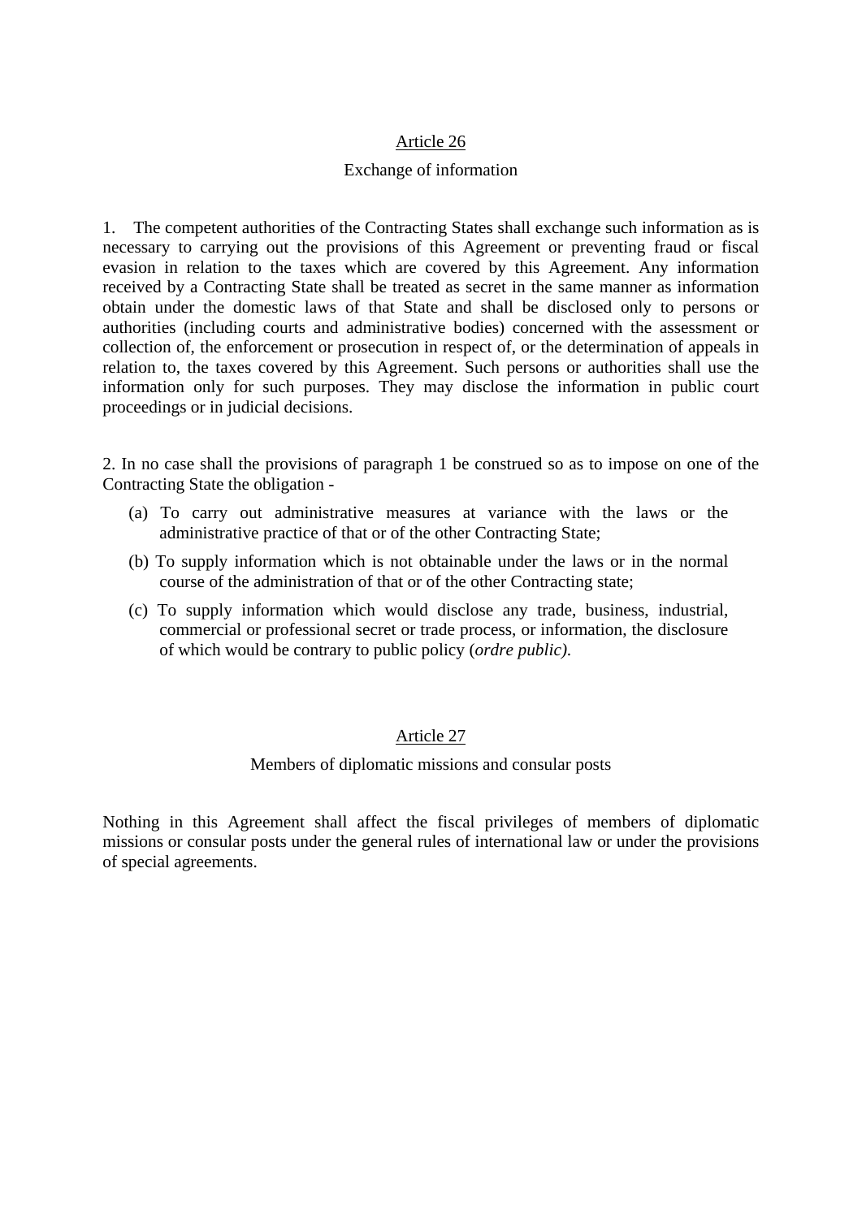## Article 26

### Exchange of information

1. The competent authorities of the Contracting States shall exchange such information as is necessary to carrying out the provisions of this Agreement or preventing fraud or fiscal evasion in relation to the taxes which are covered by this Agreement. Any information received by a Contracting State shall be treated as secret in the same manner as information obtain under the domestic laws of that State and shall be disclosed only to persons or authorities (including courts and administrative bodies) concerned with the assessment or collection of, the enforcement or prosecution in respect of, or the determination of appeals in relation to, the taxes covered by this Agreement. Such persons or authorities shall use the information only for such purposes. They may disclose the information in public court proceedings or in judicial decisions.

2. In no case shall the provisions of paragraph 1 be construed so as to impose on one of the Contracting State the obligation -

(a) To carry out administrative measures at variance with the laws or the administrative practice of that or of the other Contracting State;

(b) To supply information which is not obtainable under the laws or in the normal course of the administration of that or of the other Contracting state;

(c) To supply information which would disclose any trade, business, industrial, commercial or professional secret or trade process, or information, the disclosure of which would be contrary to public policy (*ordre public).*

## Article 27

### Members of diplomatic missions and consular posts

Nothing in this Agreement shall affect the fiscal privileges of members of diplomatic missions or consular posts under the general rules of international law or under the provisions of special agreements.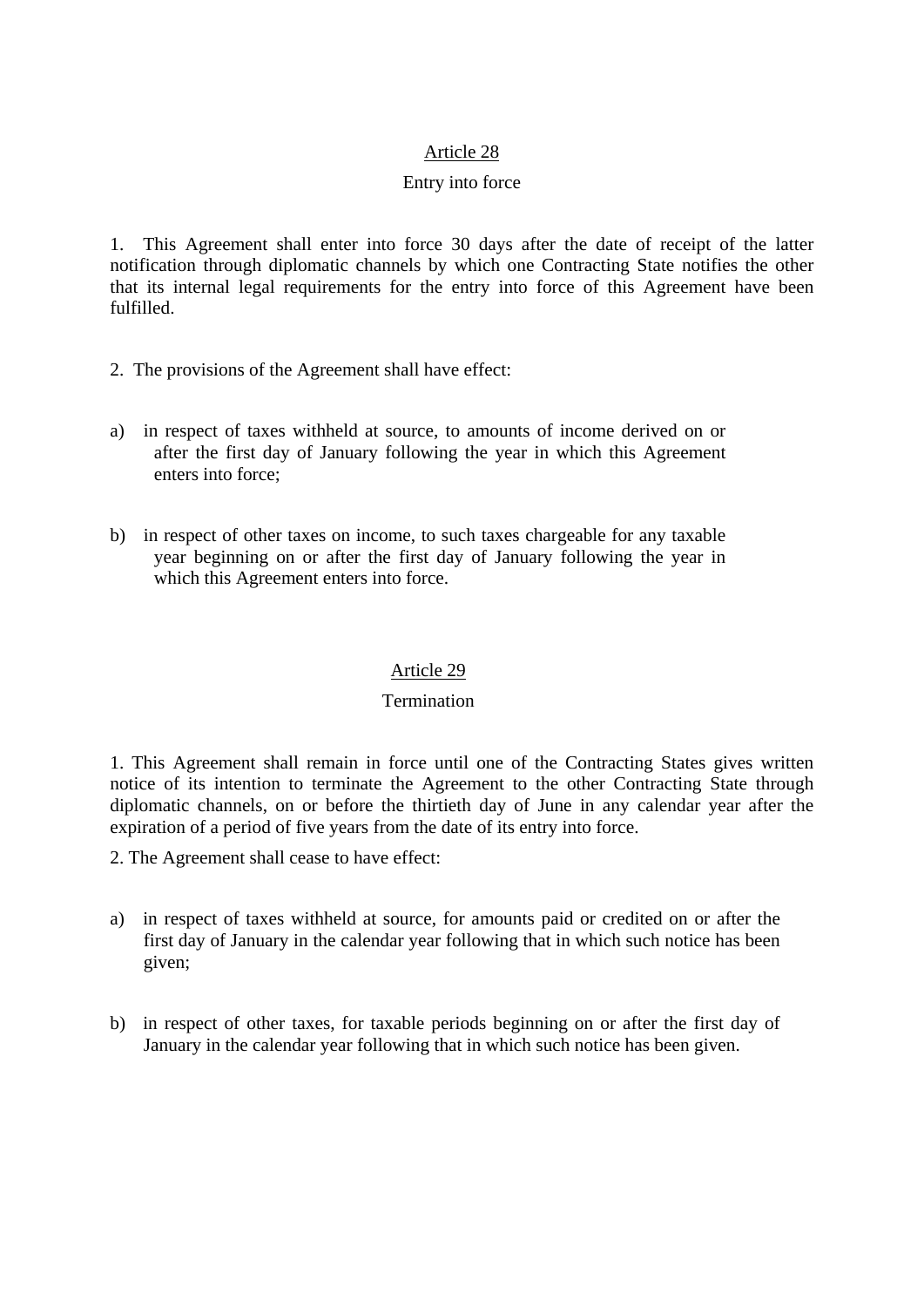## Article 28

### Entry into force

1. This Agreement shall enter into force 30 days after the date of receipt of the latter notification through diplomatic channels by which one Contracting State notifies the other that its internal legal requirements for the entry into force of this Agreement have been fulfilled.

2. The provisions of the Agreement shall have effect:

a) in respect of taxes withheld at source, to amounts of income derived on or after the first day of January following the year in which this Agreement enters into force;

b) in respect of other taxes on income, to such taxes chargeable for any taxable year beginning on or after the first day of January following the year in which this Agreement enters into force.

## Article 29

### Termination

1. This Agreement shall remain in force until one of the Contracting States gives written notice of its intention to terminate the Agreement to the other Contracting State through diplomatic channels, on or before the thirtieth day of June in any calendar year after the expiration of a period of five years from the date of its entry into force.

2. The Agreement shall cease to have effect:

a) in respect of taxes withheld at source, for amounts paid or credited on or after the first day of January in the calendar year following that in which such notice has been given;

b) in respect of other taxes, for taxable periods beginning on or after the first day of January in the calendar year following that in which such notice has been given.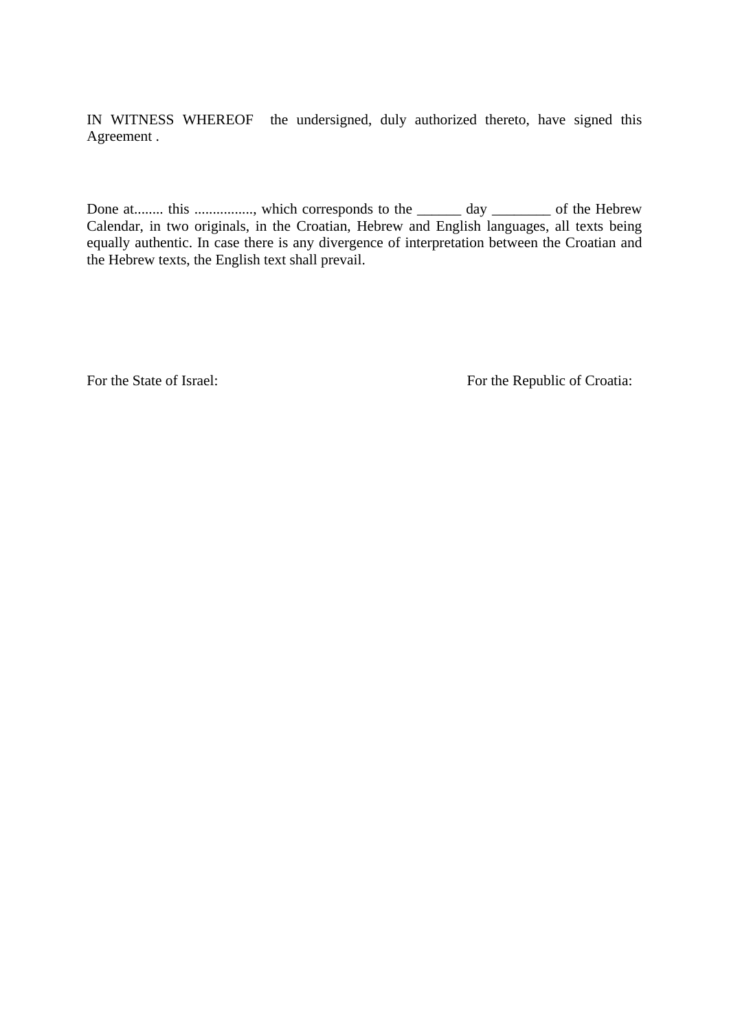IN WITNESS WHEREOF the undersigned, duly authorized thereto, have signed this Agreement .

Done at........ this ................, which corresponds to the ______ day ________ of the Hebrew Calendar, in two originals, in the Croatian, Hebrew and English languages, all texts being equally authentic. In case there is any divergence of interpretation between the Croatian and the Hebrew texts, the English text shall prevail.

For the State of Israel: For the Republic of Croatia: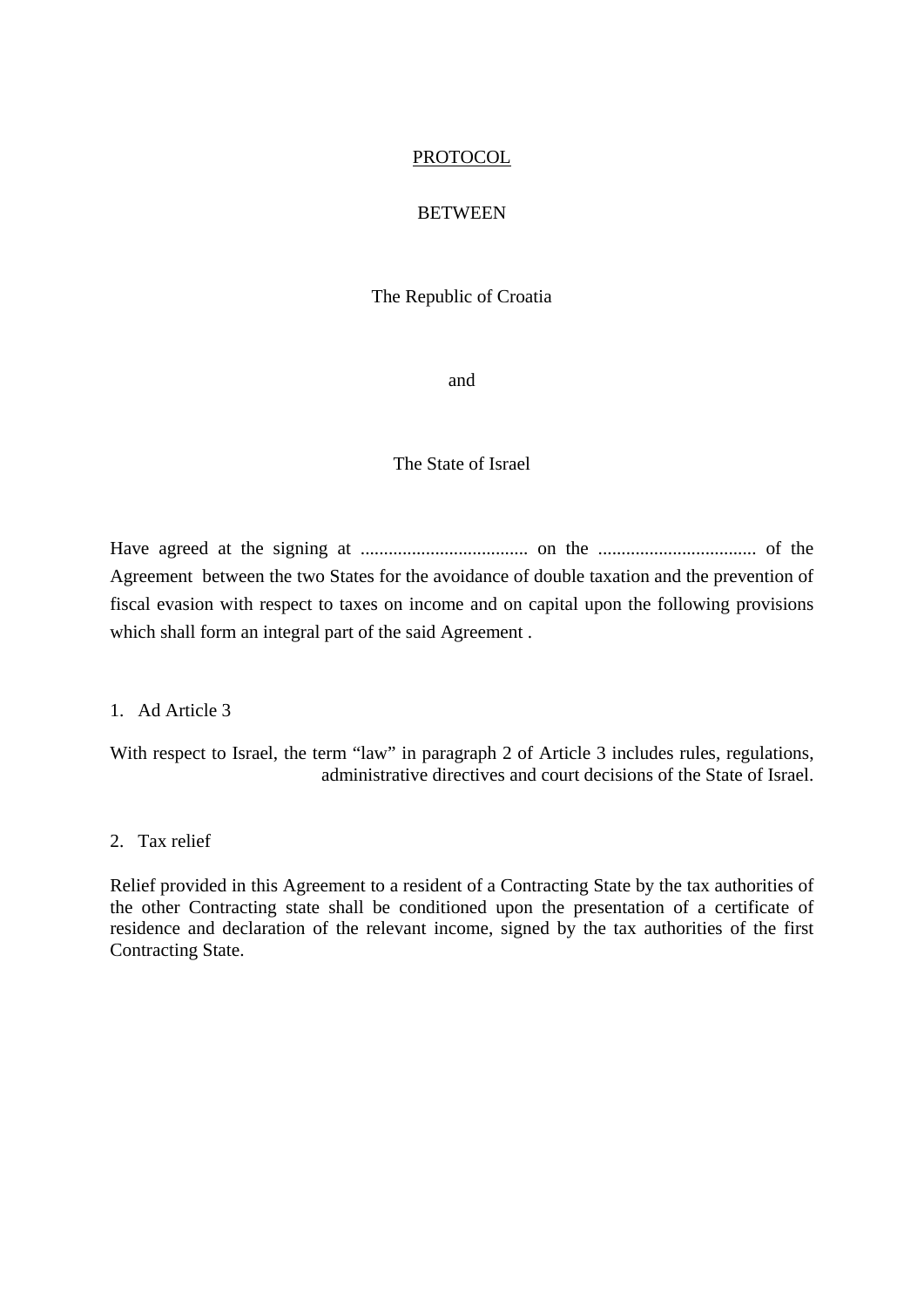<u>PROTOCOL</u>

BETWEEN

The Republic of Croatia

and

The State of Israel

Have agreed at the signing at .................................... on the .................................. of the Agreement between the two States for the avoidance of double taxation and the prevention of fiscal evasion with respect to taxes on income and on capital upon the following provisions which shall form an integral part of the said Agreement .

1. Ad Article 3

With respect to Israel, the term “law” in paragraph 2 of Article 3 includes rules, regulations, administrative directives and court decisions of the State of Israel.

2. Tax relief

Relief provided in this Agreement to a resident of a Contracting State by the tax authorities of the other Contracting state shall be conditioned upon the presentation of a certificate of residence and declaration of the relevant income, signed by the tax authorities of the first Contracting State.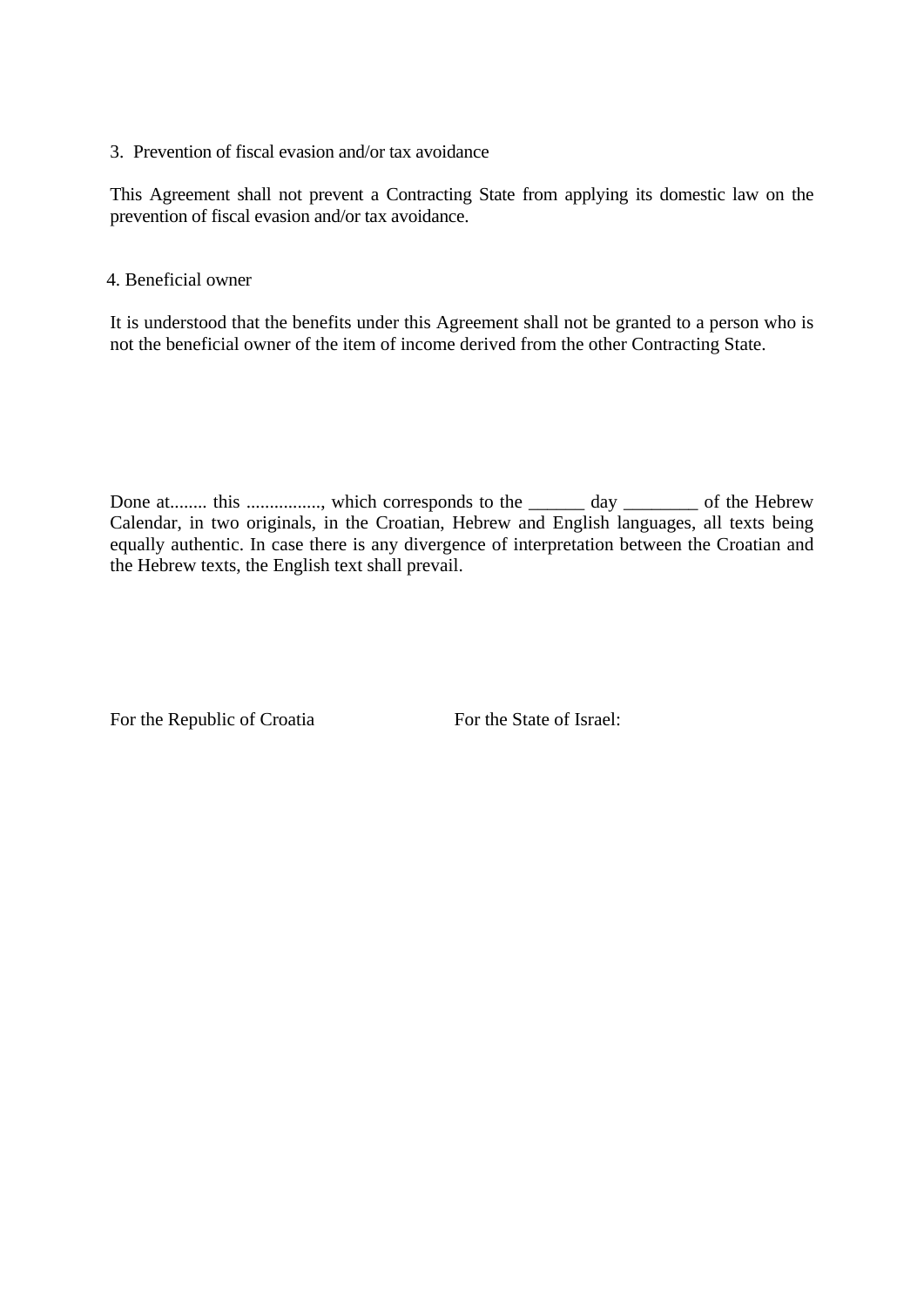3. Prevention of fiscal evasion and/or tax avoidance

This Agreement shall not prevent a Contracting State from applying its domestic law on the prevention of fiscal evasion and/or tax avoidance.

4. Beneficial owner

It is understood that the benefits under this Agreement shall not be granted to a person who is not the beneficial owner of the item of income derived from the other Contracting State.

Done at........ this ..............., which corresponds to the ______ day ________ of the Hebrew Calendar, in two originals, in the Croatian, Hebrew and English languages, all texts being equally authentic. In case there is any divergence of interpretation between the Croatian and the Hebrew texts, the English text shall prevail.

For the Republic of Croatia

For the State of Israel: